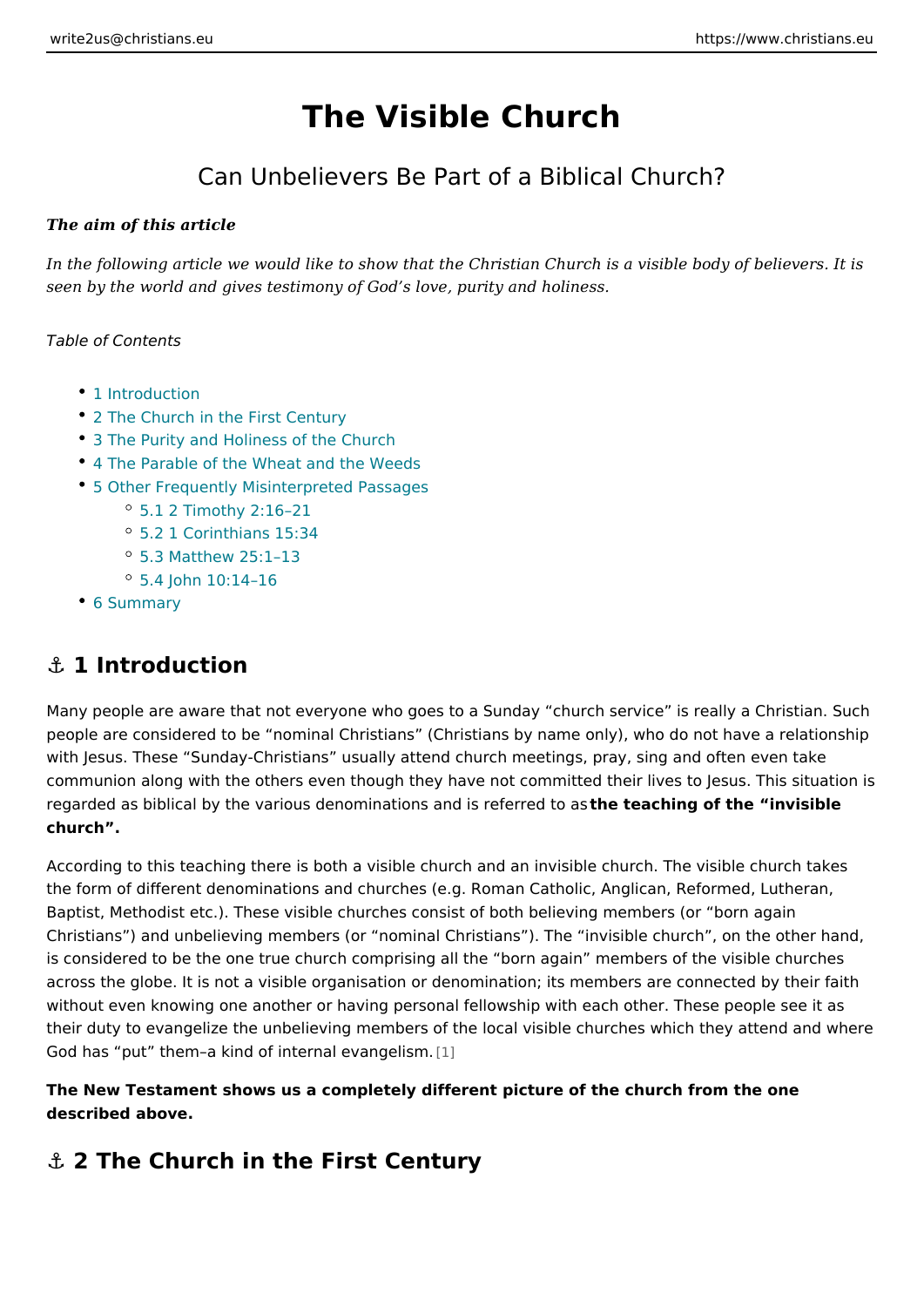# The Visible Church

## Can Unbelievers Be Part of a Biblical Church?

***The aim of this article***

*In the following article we would like to show that the Christian Church is a visible body of believers. It is seen by the world and gives testimony of God's love, purity and holiness.*

*Table of Contents*

- 1 Introduction
- 2 The Church in the First Century
- 3 The Purity and Holiness of the Church
- 4 The Parable of the Wheat and the Weeds
- 5 Other Frequently Misinterpreted Passages
  - 5.1 2 Timothy 2:16–21
  - 5.2 1 Corinthians 15:34
  - 5.3 Matthew 25:1–13
  - 5.4 John 10:14–16
- 6 Summary

## ⚓ 1 Introduction

Many people are aware that not everyone who goes to a Sunday "church service" is really a Christian. Such people are considered to be "nominal Christians" (Christians by name only), who do not have a relationship with Jesus. These "Sunday-Christians" usually attend church meetings, pray, sing and often even take communion along with the others even though they have not committed their lives to Jesus. This situation is regarded as biblical by the various denominations and is referred to as **the teaching of the "invisible church".**

According to this teaching there is both a visible church and an invisible church. The visible church takes the form of different denominations and churches (e.g. Roman Catholic, Anglican, Reformed, Lutheran, Baptist, Methodist etc.). These visible churches consist of both believing members (or "born again Christians") and unbelieving members (or "nominal Christians"). The "invisible church", on the other hand, is considered to be the one true church comprising all the "born again" members of the visible churches across the globe. It is not a visible organisation or denomination; its members are connected by their faith without even knowing one another or having personal fellowship with each other. These people see it as their duty to evangelize the unbelieving members of the local visible churches which they attend and where God has "put" them–a kind of internal evangelism. [1]

**The New Testament shows us a completely different picture of the church from the one described above.**

## ⚓ 2 The Church in the First Century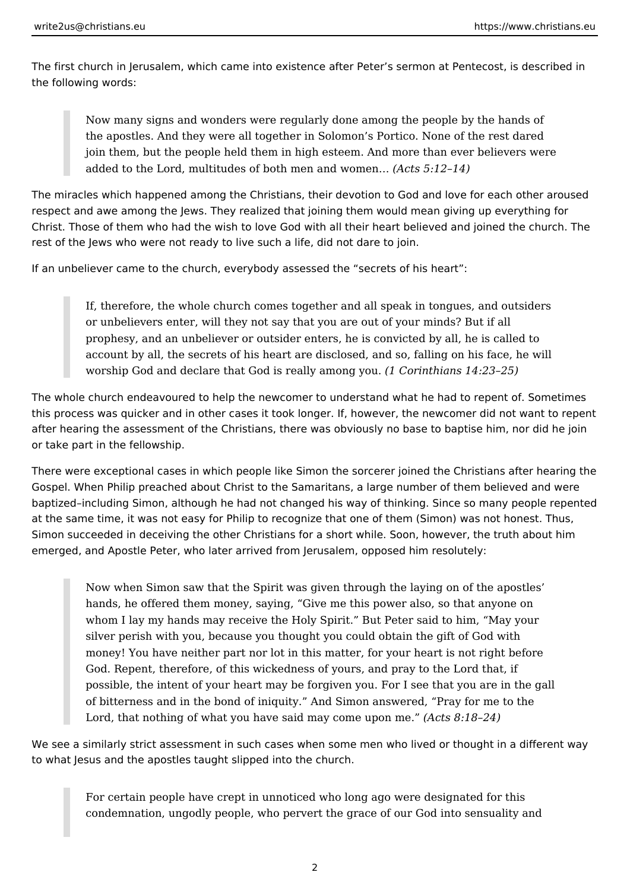The first church in Jerusalem, which came into existence after Peter's sermon at Pentecost, is described in the following words:

> Now many signs and wonders were regularly done among the people by the hands of the apostles. And they were all together in Solomon's Portico. None of the rest dared join them, but the people held them in high esteem. And more than ever believers were added to the Lord, multitudes of both men and women… *(Acts 5:12–14)*

The miracles which happened among the Christians, their devotion to God and love for each other aroused respect and awe among the Jews. They realized that joining them would mean giving up everything for Christ. Those of them who had the wish to love God with all their heart believed and joined the church. The rest of the Jews who were not ready to live such a life, did not dare to join.

If an unbeliever came to the church, everybody assessed the "secrets of his heart":

> If, therefore, the whole church comes together and all speak in tongues, and outsiders or unbelievers enter, will they not say that you are out of your minds? But if all prophesy, and an unbeliever or outsider enters, he is convicted by all, he is called to account by all, the secrets of his heart are disclosed, and so, falling on his face, he will worship God and declare that God is really among you. *(1 Corinthians 14:23–25)*

The whole church endeavoured to help the newcomer to understand what he had to repent of. Sometimes this process was quicker and in other cases it took longer. If, however, the newcomer did not want to repent after hearing the assessment of the Christians, there was obviously no base to baptise him, nor did he join or take part in the fellowship.

There were exceptional cases in which people like Simon the sorcerer joined the Christians after hearing the Gospel. When Philip preached about Christ to the Samaritans, a large number of them believed and were baptized–including Simon, although he had not changed his way of thinking. Since so many people repented at the same time, it was not easy for Philip to recognize that one of them (Simon) was not honest. Thus, Simon succeeded in deceiving the other Christians for a short while. Soon, however, the truth about him emerged, and Apostle Peter, who later arrived from Jerusalem, opposed him resolutely:

> Now when Simon saw that the Spirit was given through the laying on of the apostles' hands, he offered them money, saying, "Give me this power also, so that anyone on whom I lay my hands may receive the Holy Spirit." But Peter said to him, "May your silver perish with you, because you thought you could obtain the gift of God with money! You have neither part nor lot in this matter, for your heart is not right before God. Repent, therefore, of this wickedness of yours, and pray to the Lord that, if possible, the intent of your heart may be forgiven you. For I see that you are in the gall of bitterness and in the bond of iniquity." And Simon answered, "Pray for me to the Lord, that nothing of what you have said may come upon me." *(Acts 8:18–24)*

We see a similarly strict assessment in such cases when some men who lived or thought in a different way to what Jesus and the apostles taught slipped into the church.

> For certain people have crept in unnoticed who long ago were designated for this condemnation, ungodly people, who pervert the grace of our God into sensuality and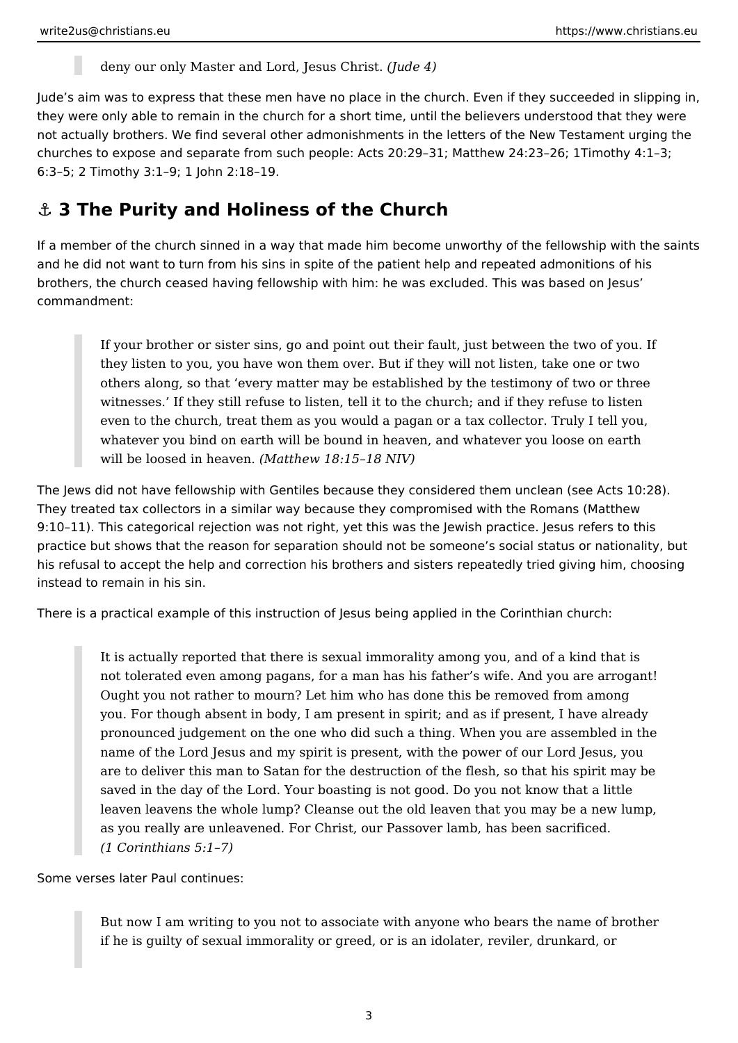> deny our only Master and Lord, Jesus Christ. *(Jude 4)*

Jude's aim was to express that these men have no place in the church. Even if they succeeded in slipping in, they were only able to remain in the church for a short time, until the believers understood that they were not actually brothers. We find several other admonishments in the letters of the New Testament urging the churches to expose and separate from such people: Acts 20:29–31; Matthew 24:23–26; 1Timothy 4:1–3; 6:3–5; 2 Timothy 3:1–9; 1 John 2:18–19.

## ⚓ 3 The Purity and Holiness of the Church

If a member of the church sinned in a way that made him become unworthy of the fellowship with the saints and he did not want to turn from his sins in spite of the patient help and repeated admonitions of his brothers, the church ceased having fellowship with him: he was excluded. This was based on Jesus' commandment:

> If your brother or sister sins, go and point out their fault, just between the two of you. If they listen to you, you have won them over. But if they will not listen, take one or two others along, so that 'every matter may be established by the testimony of two or three witnesses.' If they still refuse to listen, tell it to the church; and if they refuse to listen even to the church, treat them as you would a pagan or a tax collector. Truly I tell you, whatever you bind on earth will be bound in heaven, and whatever you loose on earth will be loosed in heaven. *(Matthew 18:15–18 NIV)*

The Jews did not have fellowship with Gentiles because they considered them unclean (see Acts 10:28). They treated tax collectors in a similar way because they compromised with the Romans (Matthew 9:10–11). This categorical rejection was not right, yet this was the Jewish practice. Jesus refers to this practice but shows that the reason for separation should not be someone's social status or nationality, but his refusal to accept the help and correction his brothers and sisters repeatedly tried giving him, choosing instead to remain in his sin.

There is a practical example of this instruction of Jesus being applied in the Corinthian church:

> It is actually reported that there is sexual immorality among you, and of a kind that is not tolerated even among pagans, for a man has his father's wife. And you are arrogant! Ought you not rather to mourn? Let him who has done this be removed from among you. For though absent in body, I am present in spirit; and as if present, I have already pronounced judgement on the one who did such a thing. When you are assembled in the name of the Lord Jesus and my spirit is present, with the power of our Lord Jesus, you are to deliver this man to Satan for the destruction of the flesh, so that his spirit may be saved in the day of the Lord. Your boasting is not good. Do you not know that a little leaven leavens the whole lump? Cleanse out the old leaven that you may be a new lump, as you really are unleavened. For Christ, our Passover lamb, has been sacrificed. *(1 Corinthians 5:1–7)*

Some verses later Paul continues:

> But now I am writing to you not to associate with anyone who bears the name of brother if he is guilty of sexual immorality or greed, or is an idolater, reviler, drunkard, or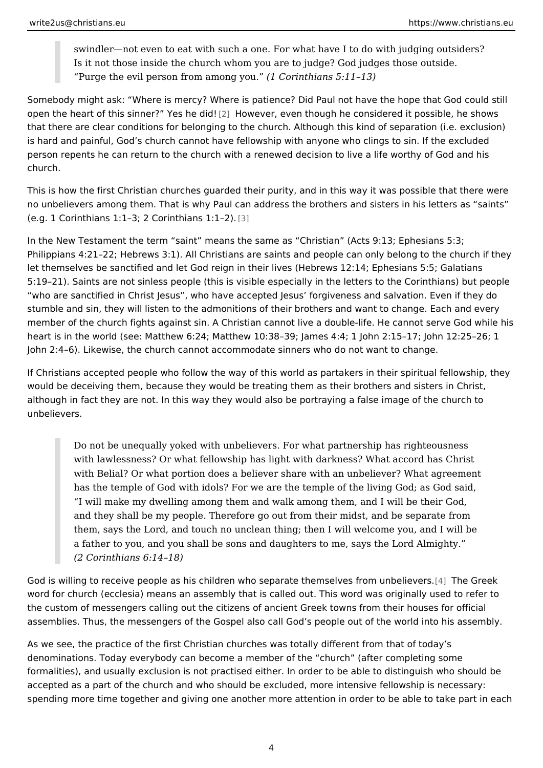> swindler—not even to eat with such a one. For what have I to do with judging outsiders? Is it not those inside the church whom you are to judge? God judges those outside. "Purge the evil person from among you." *(1 Corinthians 5:11–13)*

Somebody might ask: "Where is mercy? Where is patience? Did Paul not have the hope that God could still open the heart of this sinner?" Yes he did![2] However, even though he considered it possible, he shows that there are clear conditions for belonging to the church. Although this kind of separation (i.e. exclusion) is hard and painful, God's church cannot have fellowship with anyone who clings to sin. If the excluded person repents he can return to the church with a renewed decision to live a life worthy of God and his church.

This is how the first Christian churches guarded their purity, and in this way it was possible that there were no unbelievers among them. That is why Paul can address the brothers and sisters in his letters as "saints" (e.g. 1 Corinthians 1:1–3; 2 Corinthians 1:1–2).[3]

In the New Testament the term "saint" means the same as "Christian" (Acts 9:13; Ephesians 5:3; Philippians 4:21–22; Hebrews 3:1). All Christians are saints and people can only belong to the church if they let themselves be sanctified and let God reign in their lives (Hebrews 12:14; Ephesians 5:5; Galatians 5:19–21). Saints are not sinless people (this is visible especially in the letters to the Corinthians) but people "who are sanctified in Christ Jesus", who have accepted Jesus' forgiveness and salvation. Even if they do stumble and sin, they will listen to the admonitions of their brothers and want to change. Each and every member of the church fights against sin. A Christian cannot live a double-life. He cannot serve God while his heart is in the world (see: Matthew 6:24; Matthew 10:38–39; James 4:4; 1 John 2:15–17; John 12:25–26; 1 John 2:4–6). Likewise, the church cannot accommodate sinners who do not want to change.

If Christians accepted people who follow the way of this world as partakers in their spiritual fellowship, they would be deceiving them, because they would be treating them as their brothers and sisters in Christ, although in fact they are not. In this way they would also be portraying a false image of the church to unbelievers.

> Do not be unequally yoked with unbelievers. For what partnership has righteousness with lawlessness? Or what fellowship has light with darkness? What accord has Christ with Belial? Or what portion does a believer share with an unbeliever? What agreement has the temple of God with idols? For we are the temple of the living God; as God said, "I will make my dwelling among them and walk among them, and I will be their God, and they shall be my people. Therefore go out from their midst, and be separate from them, says the Lord, and touch no unclean thing; then I will welcome you, and I will be a father to you, and you shall be sons and daughters to me, says the Lord Almighty." *(2 Corinthians 6:14–18)*

God is willing to receive people as his children who separate themselves from unbelievers.[4] The Greek word for church (ecclesia) means an assembly that is called out. This word was originally used to refer to the custom of messengers calling out the citizens of ancient Greek towns from their houses for official assemblies. Thus, the messengers of the Gospel also call God's people out of the world into his assembly.

As we see, the practice of the first Christian churches was totally different from that of today's denominations. Today everybody can become a member of the "church" (after completing some formalities), and usually exclusion is not practised either. In order to be able to distinguish who should be accepted as a part of the church and who should be excluded, more intensive fellowship is necessary: spending more time together and giving one another more attention in order to be able to take part in each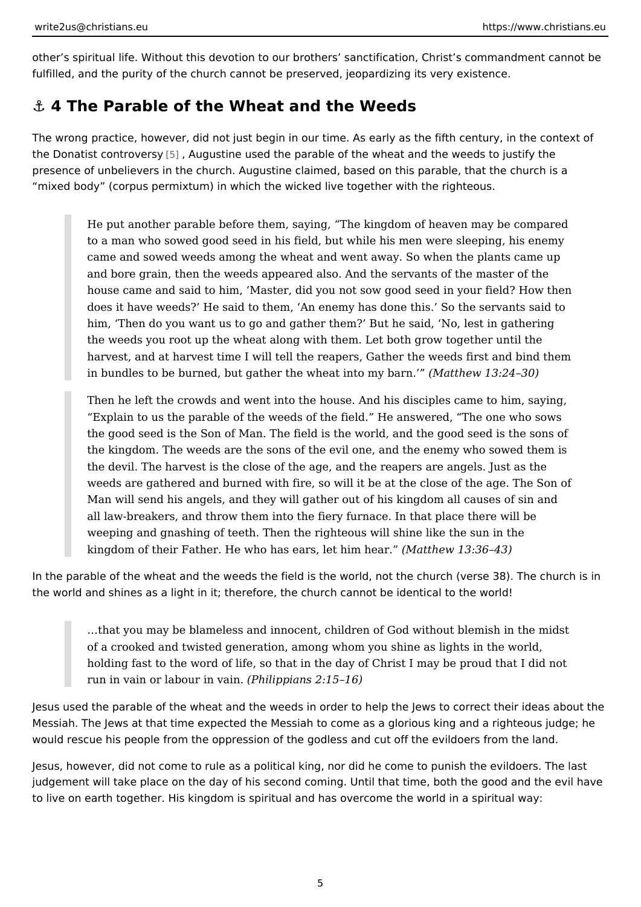other's spiritual life. Without this devotion to our brothers' sanctification, Christ's commandment cannot be fulfilled, and the purity of the church cannot be preserved, jeopardizing its very existence.

## ⚓ 4 The Parable of the Wheat and the Weeds

The wrong practice, however, did not just begin in our time. As early as the fifth century, in the context of the Donatist controversy [5], Augustine used the parable of the wheat and the weeds to justify the presence of unbelievers in the church. Augustine claimed, based on this parable, that the church is a "mixed body" (corpus permixtum) in which the wicked live together with the righteous.

> He put another parable before them, saying, "The kingdom of heaven may be compared to a man who sowed good seed in his field, but while his men were sleeping, his enemy came and sowed weeds among the wheat and went away. So when the plants came up and bore grain, then the weeds appeared also. And the servants of the master of the house came and said to him, 'Master, did you not sow good seed in your field? How then does it have weeds?' He said to them, 'An enemy has done this.' So the servants said to him, 'Then do you want us to go and gather them?' But he said, 'No, lest in gathering the weeds you root up the wheat along with them. Let both grow together until the harvest, and at harvest time I will tell the reapers, Gather the weeds first and bind them in bundles to be burned, but gather the wheat into my barn.'" *(Matthew 13:24–30)*

> Then he left the crowds and went into the house. And his disciples came to him, saying, "Explain to us the parable of the weeds of the field." He answered, "The one who sows the good seed is the Son of Man. The field is the world, and the good seed is the sons of the kingdom. The weeds are the sons of the evil one, and the enemy who sowed them is the devil. The harvest is the close of the age, and the reapers are angels. Just as the weeds are gathered and burned with fire, so will it be at the close of the age. The Son of Man will send his angels, and they will gather out of his kingdom all causes of sin and all law-breakers, and throw them into the fiery furnace. In that place there will be weeping and gnashing of teeth. Then the righteous will shine like the sun in the kingdom of their Father. He who has ears, let him hear." *(Matthew 13:36–43)*

In the parable of the wheat and the weeds the field is the world, not the church (verse 38). The church is in the world and shines as a light in it; therefore, the church cannot be identical to the world!

> …that you may be blameless and innocent, children of God without blemish in the midst of a crooked and twisted generation, among whom you shine as lights in the world, holding fast to the word of life, so that in the day of Christ I may be proud that I did not run in vain or labour in vain. *(Philippians 2:15–16)*

Jesus used the parable of the wheat and the weeds in order to help the Jews to correct their ideas about the Messiah. The Jews at that time expected the Messiah to come as a glorious king and a righteous judge; he would rescue his people from the oppression of the godless and cut off the evildoers from the land.

Jesus, however, did not come to rule as a political king, nor did he come to punish the evildoers. The last judgement will take place on the day of his second coming. Until that time, both the good and the evil have to live on earth together. His kingdom is spiritual and has overcome the world in a spiritual way: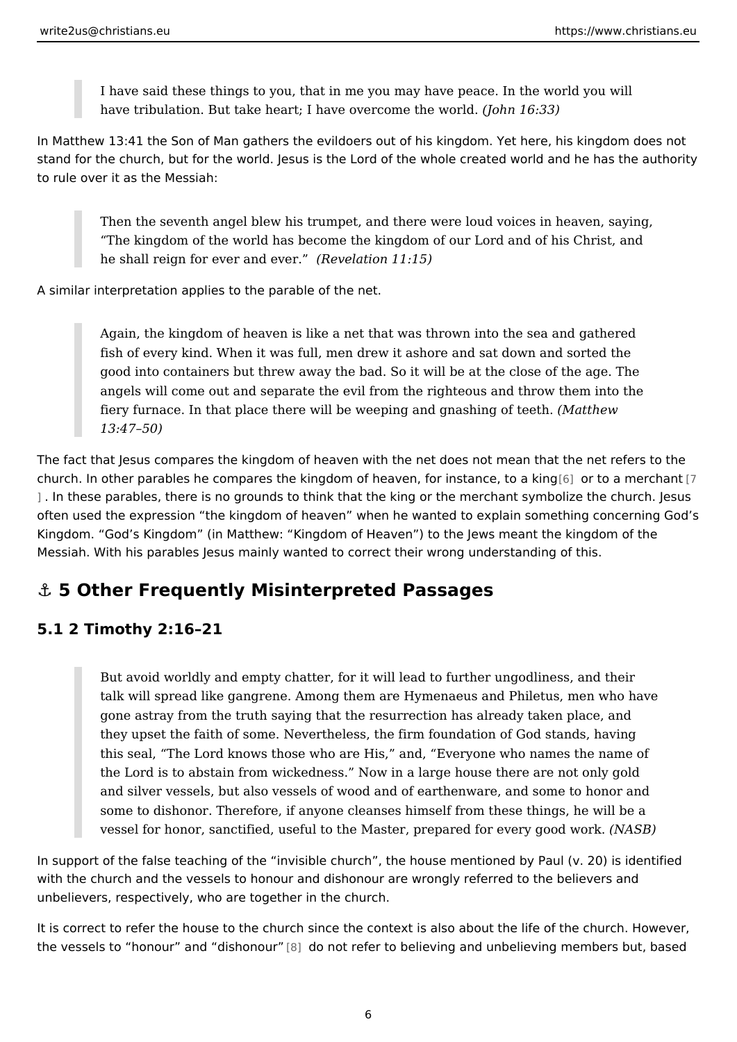> I have said these things to you, that in me you may have peace. In the world you will have tribulation. But take heart; I have overcome the world. *(John 16:33)*

In Matthew 13:41 the Son of Man gathers the evildoers out of his kingdom. Yet here, his kingdom does not stand for the church, but for the world. Jesus is the Lord of the whole created world and he has the authority to rule over it as the Messiah:

> Then the seventh angel blew his trumpet, and there were loud voices in heaven, saying, "The kingdom of the world has become the kingdom of our Lord and of his Christ, and he shall reign for ever and ever." *(Revelation 11:15)*

A similar interpretation applies to the parable of the net.

> Again, the kingdom of heaven is like a net that was thrown into the sea and gathered fish of every kind. When it was full, men drew it ashore and sat down and sorted the good into containers but threw away the bad. So it will be at the close of the age. The angels will come out and separate the evil from the righteous and throw them into the fiery furnace. In that place there will be weeping and gnashing of teeth. *(Matthew 13:47–50)*

The fact that Jesus compares the kingdom of heaven with the net does not mean that the net refers to the church. In other parables he compares the kingdom of heaven, for instance, to a king[6] or to a merchant[7]. In these parables, there is no grounds to think that the king or the merchant symbolize the church. Jesus often used the expression "the kingdom of heaven" when he wanted to explain something concerning God's Kingdom. "God's Kingdom" (in Matthew: "Kingdom of Heaven") to the Jews meant the kingdom of the Messiah. With his parables Jesus mainly wanted to correct their wrong understanding of this.

## ⚓ 5 Other Frequently Misinterpreted Passages

### 5.1 2 Timothy 2:16–21

> But avoid worldly and empty chatter, for it will lead to further ungodliness, and their talk will spread like gangrene. Among them are Hymenaeus and Philetus, men who have gone astray from the truth saying that the resurrection has already taken place, and they upset the faith of some. Nevertheless, the firm foundation of God stands, having this seal, "The Lord knows those who are His," and, "Everyone who names the name of the Lord is to abstain from wickedness." Now in a large house there are not only gold and silver vessels, but also vessels of wood and of earthenware, and some to honor and some to dishonor. Therefore, if anyone cleanses himself from these things, he will be a vessel for honor, sanctified, useful to the Master, prepared for every good work. *(NASB)*

In support of the false teaching of the "invisible church", the house mentioned by Paul (v. 20) is identified with the church and the vessels to honour and dishonour are wrongly referred to the believers and unbelievers, respectively, who are together in the church.

It is correct to refer the house to the church since the context is also about the life of the church. However, the vessels to "honour" and "dishonour"[8] do not refer to believing and unbelieving members but, based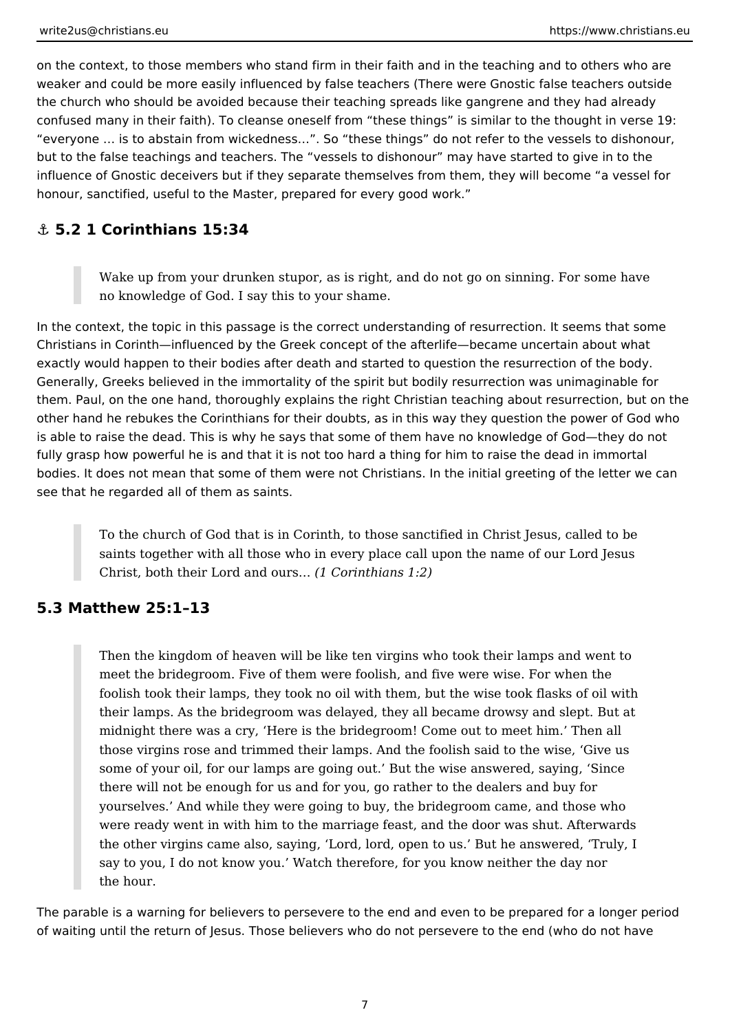on the context, to those members who stand firm in their faith and in the teaching and to others who are weaker and could be more easily influenced by false teachers (There were Gnostic false teachers outside the church who should be avoided because their teaching spreads like gangrene and they had already confused many in their faith). To cleanse oneself from “these things” is similar to the thought in verse 19: “everyone … is to abstain from wickedness…”. So “these things” do not refer to the vessels to dishonour, but to the false teachings and teachers. The “vessels to dishonour” may have started to give in to the influence of Gnostic deceivers but if they separate themselves from them, they will become “a vessel for honour, sanctified, useful to the Master, prepared for every good work.”

## ⚓ 5.2 1 Corinthians 15:34

> Wake up from your drunken stupor, as is right, and do not go on sinning. For some have no knowledge of God. I say this to your shame.

In the context, the topic in this passage is the correct understanding of resurrection. It seems that some Christians in Corinth—influenced by the Greek concept of the afterlife—became uncertain about what exactly would happen to their bodies after death and started to question the resurrection of the body. Generally, Greeks believed in the immortality of the spirit but bodily resurrection was unimaginable for them. Paul, on the one hand, thoroughly explains the right Christian teaching about resurrection, but on the other hand he rebukes the Corinthians for their doubts, as in this way they question the power of God who is able to raise the dead. This is why he says that some of them have no knowledge of God—they do not fully grasp how powerful he is and that it is not too hard a thing for him to raise the dead in immortal bodies. It does not mean that some of them were not Christians. In the initial greeting of the letter we can see that he regarded all of them as saints.

> To the church of God that is in Corinth, to those sanctified in Christ Jesus, called to be saints together with all those who in every place call upon the name of our Lord Jesus Christ, both their Lord and ours… *(1 Corinthians 1:2)*

## 5.3 Matthew 25:1–13

> Then the kingdom of heaven will be like ten virgins who took their lamps and went to meet the bridegroom. Five of them were foolish, and five were wise. For when the foolish took their lamps, they took no oil with them, but the wise took flasks of oil with their lamps. As the bridegroom was delayed, they all became drowsy and slept. But at midnight there was a cry, ‘Here is the bridegroom! Come out to meet him.’ Then all those virgins rose and trimmed their lamps. And the foolish said to the wise, ‘Give us some of your oil, for our lamps are going out.’ But the wise answered, saying, ‘Since there will not be enough for us and for you, go rather to the dealers and buy for yourselves.’ And while they were going to buy, the bridegroom came, and those who were ready went in with him to the marriage feast, and the door was shut. Afterwards the other virgins came also, saying, ‘Lord, lord, open to us.’ But he answered, ‘Truly, I say to you, I do not know you.’ Watch therefore, for you know neither the day nor the hour.

The parable is a warning for believers to persevere to the end and even to be prepared for a longer period of waiting until the return of Jesus. Those believers who do not persevere to the end (who do not have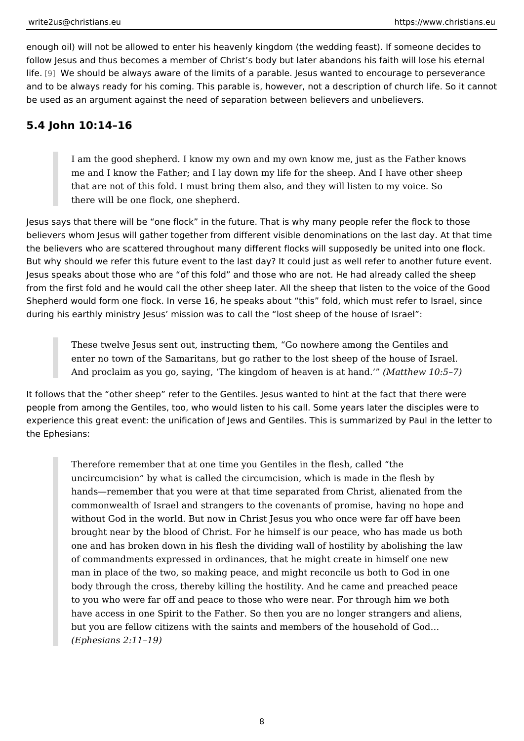enough oil) will not be allowed to enter his heavenly kingdom (the wedding feast). If someone decides to follow Jesus and thus becomes a member of Christ's body but later abandons his faith will lose his eternal life. [9] We should be always aware of the limits of a parable. Jesus wanted to encourage to perseverance and to be always ready for his coming. This parable is, however, not a description of church life. So it cannot be used as an argument against the need of separation between believers and unbelievers.

## 5.4 John 10:14–16

> I am the good shepherd. I know my own and my own know me, just as the Father knows me and I know the Father; and I lay down my life for the sheep. And I have other sheep that are not of this fold. I must bring them also, and they will listen to my voice. So there will be one flock, one shepherd.

Jesus says that there will be "one flock" in the future. That is why many people refer the flock to those believers whom Jesus will gather together from different visible denominations on the last day. At that time the believers who are scattered throughout many different flocks will supposedly be united into one flock. But why should we refer this future event to the last day? It could just as well refer to another future event. Jesus speaks about those who are "of this fold" and those who are not. He had already called the sheep from the first fold and he would call the other sheep later. All the sheep that listen to the voice of the Good Shepherd would form one flock. In verse 16, he speaks about "this" fold, which must refer to Israel, since during his earthly ministry Jesus' mission was to call the "lost sheep of the house of Israel":

> These twelve Jesus sent out, instructing them, "Go nowhere among the Gentiles and enter no town of the Samaritans, but go rather to the lost sheep of the house of Israel. And proclaim as you go, saying, 'The kingdom of heaven is at hand.'" *(Matthew 10:5–7)*

It follows that the "other sheep" refer to the Gentiles. Jesus wanted to hint at the fact that there were people from among the Gentiles, too, who would listen to his call. Some years later the disciples were to experience this great event: the unification of Jews and Gentiles. This is summarized by Paul in the letter to the Ephesians:

> Therefore remember that at one time you Gentiles in the flesh, called "the uncircumcision" by what is called the circumcision, which is made in the flesh by hands—remember that you were at that time separated from Christ, alienated from the commonwealth of Israel and strangers to the covenants of promise, having no hope and without God in the world. But now in Christ Jesus you who once were far off have been brought near by the blood of Christ. For he himself is our peace, who has made us both one and has broken down in his flesh the dividing wall of hostility by abolishing the law of commandments expressed in ordinances, that he might create in himself one new man in place of the two, so making peace, and might reconcile us both to God in one body through the cross, thereby killing the hostility. And he came and preached peace to you who were far off and peace to those who were near. For through him we both have access in one Spirit to the Father. So then you are no longer strangers and aliens, but you are fellow citizens with the saints and members of the household of God… *(Ephesians 2:11–19)*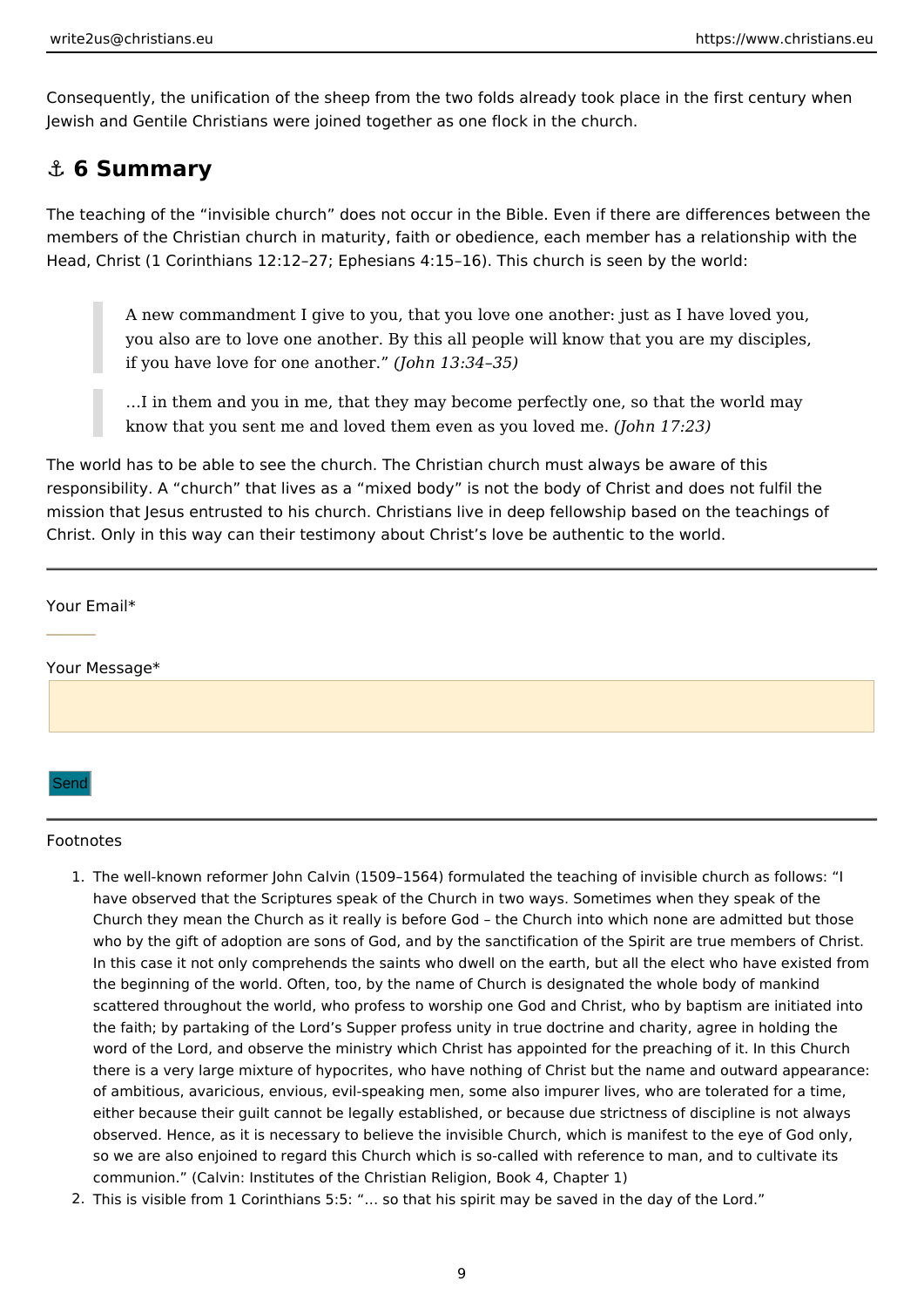Consequently, the unification of the sheep from the two folds already took place in the first century when Jewish and Gentile Christians were joined together as one flock in the church.

## ⚓ 6 Summary

The teaching of the "invisible church" does not occur in the Bible. Even if there are differences between the members of the Christian church in maturity, faith or obedience, each member has a relationship with the Head, Christ (1 Corinthians 12:12–27; Ephesians 4:15–16). This church is seen by the world:

> A new commandment I give to you, that you love one another: just as I have loved you, you also are to love one another. By this all people will know that you are my disciples, if you have love for one another." *(John 13:34–35)*

> …I in them and you in me, that they may become perfectly one, so that the world may know that you sent me and loved them even as you loved me. *(John 17:23)*

The world has to be able to see the church. The Christian church must always be aware of this responsibility. A "church" that lives as a "mixed body" is not the body of Christ and does not fulfil the mission that Jesus entrusted to his church. Christians live in deep fellowship based on the teachings of Christ. Only in this way can their testimony about Christ's love be authentic to the world.

---

Your Email*

Your Message*

Send

---

Footnotes

1. The well-known reformer John Calvin (1509–1564) formulated the teaching of invisible church as follows: "I have observed that the Scriptures speak of the Church in two ways. Sometimes when they speak of the Church they mean the Church as it really is before God – the Church into which none are admitted but those who by the gift of adoption are sons of God, and by the sanctification of the Spirit are true members of Christ. In this case it not only comprehends the saints who dwell on the earth, but all the elect who have existed from the beginning of the world. Often, too, by the name of Church is designated the whole body of mankind scattered throughout the world, who profess to worship one God and Christ, who by baptism are initiated into the faith; by partaking of the Lord's Supper profess unity in true doctrine and charity, agree in holding the word of the Lord, and observe the ministry which Christ has appointed for the preaching of it. In this Church there is a very large mixture of hypocrites, who have nothing of Christ but the name and outward appearance: of ambitious, avaricious, envious, evil-speaking men, some also impurer lives, who are tolerated for a time, either because their guilt cannot be legally established, or because due strictness of discipline is not always observed. Hence, as it is necessary to believe the invisible Church, which is manifest to the eye of God only, so we are also enjoined to regard this Church which is so-called with reference to man, and to cultivate its communion." (Calvin: Institutes of the Christian Religion, Book 4, Chapter 1)
2. This is visible from 1 Corinthians 5:5: "… so that his spirit may be saved in the day of the Lord."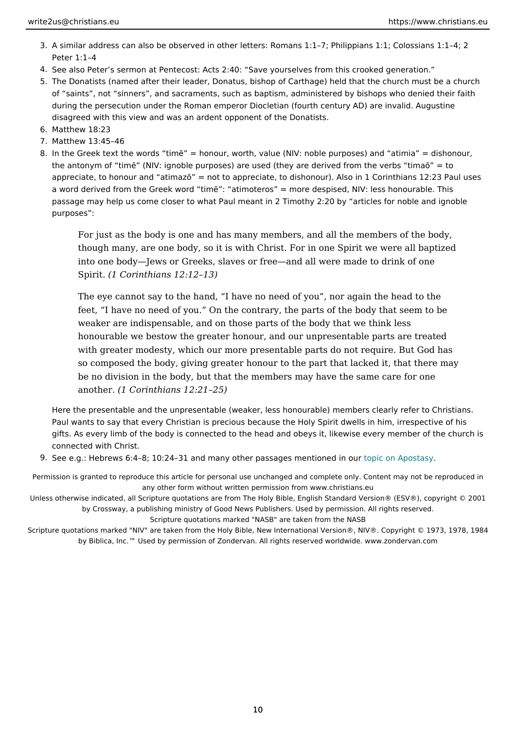3. A similar address can also be observed in other letters: Romans 1:1–7; Philippians 1:1; Colossians 1:1–4; 2 Peter 1:1–4
4. See also Peter's sermon at Pentecost: Acts 2:40: "Save yourselves from this crooked generation."
5. The Donatists (named after their leader, Donatus, bishop of Carthage) held that the church must be a church of "saints", not "sinners", and sacraments, such as baptism, administered by bishops who denied their faith during the persecution under the Roman emperor Diocletian (fourth century AD) are invalid. Augustine disagreed with this view and was an ardent opponent of the Donatists.
6. Matthew 18:23
7. Matthew 13:45–46
8. In the Greek text the words "timē" = honour, worth, value (NIV: noble purposes) and "atimia" = dishonour, the antonym of "timē" (NIV: ignoble purposes) are used (they are derived from the verbs "timaō" = to appreciate, to honour and "atimazō" = not to appreciate, to dishonour). Also in 1 Corinthians 12:23 Paul uses a word derived from the Greek word "timē": "atimoteros" = more despised, NIV: less honourable. This passage may help us come closer to what Paul meant in 2 Timothy 2:20 by "articles for noble and ignoble purposes":

   > For just as the body is one and has many members, and all the members of the body, though many, are one body, so it is with Christ. For in one Spirit we were all baptized into one body—Jews or Greeks, slaves or free—and all were made to drink of one Spirit. *(1 Corinthians 12:12–13)*

   > The eye cannot say to the hand, "I have no need of you", nor again the head to the feet, "I have no need of you." On the contrary, the parts of the body that seem to be weaker are indispensable, and on those parts of the body that we think less honourable we bestow the greater honour, and our unpresentable parts are treated with greater modesty, which our more presentable parts do not require. But God has so composed the body, giving greater honour to the part that lacked it, that there may be no division in the body, but that the members may have the same care for one another. *(1 Corinthians 12:21–25)*

   Here the presentable and the unpresentable (weaker, less honourable) members clearly refer to Christians. Paul wants to say that every Christian is precious because the Holy Spirit dwells in him, irrespective of his gifts. As every limb of the body is connected to the head and obeys it, likewise every member of the church is connected with Christ.
9. See e.g.: Hebrews 6:4–8; 10:24–31 and many other passages mentioned in our topic on Apostasy.

Permission is granted to reproduce this article for personal use unchanged and complete only. Content may not be reproduced in any other form without written permission from www.christians.eu

Unless otherwise indicated, all Scripture quotations are from The Holy Bible, English Standard Version® (ESV®), copyright © 2001 by Crossway, a publishing ministry of Good News Publishers. Used by permission. All rights reserved.

Scripture quotations marked "NASB" are taken from the NASB

Scripture quotations marked "NIV" are taken from the Holy Bible, New International Version®, NIV®. Copyright © 1973, 1978, 1984 by Biblica, Inc.™ Used by permission of Zondervan. All rights reserved worldwide. www.zondervan.com